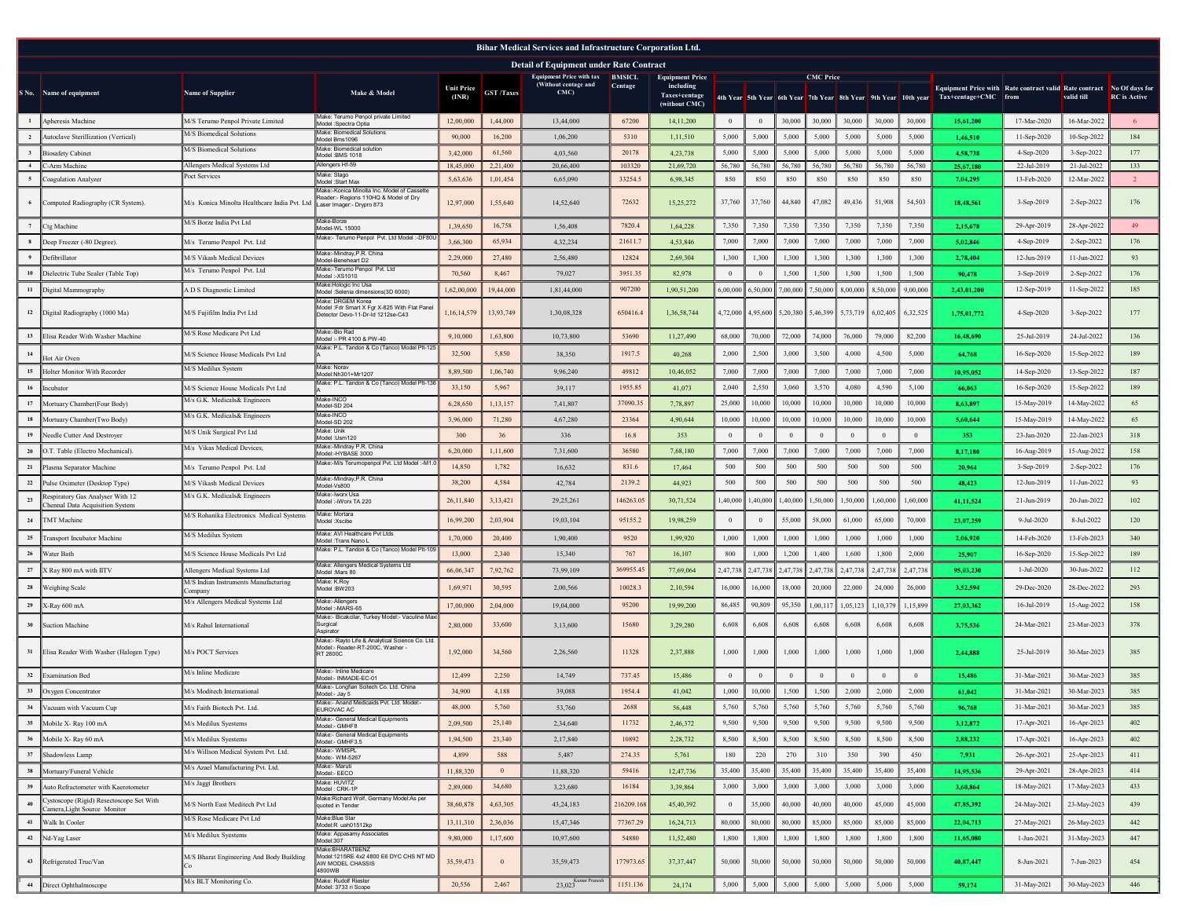# Bihar Medical Services and Infrastructure Corporation Ltd.

## Detail of Equipment under Rate Contract

| S No. | Name of equipment | Name of Supplier | Make & Model | Unit Price (INR) | GST /Taxes | Equipment Price with tax (Without centage and CMC) | BMSICL Centage | Equipment Price including Taxes+centage (without CMC) | CMC Price | | | | | | | Equipment Price with Tax+centage+CMC | Rate contract valid from | Rate contract valid till | No Of days for RC is Active |
|---|---|---|---|---|---|---|---|---|---|---|---|---|---|---|---|---|---|---|---|
| | | | | | | | | | 4th Year | 5th Year | 6th Year | 7th Year | 8th Year | 9th Year | 10th year | | | | |
| 1 | Apheresis Machine | M/S Terumo Penpol Private Limited | Make: Terumo Penpol private Limited Model :Spectra Optia | 12,00,000 | 1,44,000 | 13,44,000 | 67200 | 14,11,200 | 0 | 0 | 30,000 | 30,000 | 30,000 | 30,000 | 30,000 | 15,61,200 | 17-Mar-2020 | 16-Mar-2022 | 6 |
| 2 | Autoclave Sterillization (Vertical) | M/S Biomedical Solutions | Make: Biomedical Solutions Model Bms1096 | 90,000 | 16,200 | 1,06,200 | 5310 | 1,11,510 | 5,000 | 5,000 | 5,000 | 5,000 | 5,000 | 5,000 | 5,000 | 1,46,510 | 11-Sep-2020 | 10-Sep-2022 | 184 |
| 3 | Biosafety Cabinet | M/S Biomedical Solutions | Make: Biomedical solution Model :BMS 1018 | 3,42,000 | 61,560 | 4,03,560 | 20178 | 4,23,738 | 5,000 | 5,000 | 5,000 | 5,000 | 5,000 | 5,000 | 5,000 | 4,58,738 | 4-Sep-2020 | 3-Sep-2022 | 177 |
| 4 | C-Arm Machine | Allengers Medical Systems Ltd | Allengers Hf-59 | 18,45,000 | 2,21,400 | 20,66,400 | 103320 | 21,69,720 | 56,780 | 56,780 | 56,780 | 56,780 | 56,780 | 56,780 | 56,780 | 25,67,180 | 22-Jul-2019 | 21-Jul-2022 | 133 |
| 5 | Coagulation Analyzer | Poct Services | Make: Stago Model :Start Max | 5,63,636 | 1,01,454 | 6,65,090 | 33254.5 | 6,98,345 | 850 | 850 | 850 | 850 | 850 | 850 | 850 | 7,04,295 | 13-Feb-2020 | 12-Mar-2022 | 2 |
| 6 | Computed Radiography (CR System). | M/s Konica Minolta Healthcare India Pvt. Ltd | Make:-Konica Minolta Inc. Model of Cassette Reader:- Regions 110HQ & Model of Dry Laser Imager:- Drypro 873 | 12,97,000 | 1,55,640 | 14,52,640 | 72632 | 15,25,272 | 37,760 | 37,760 | 44,840 | 47,082 | 49,436 | 51,908 | 54,503 | 18,48,561 | 3-Sep-2019 | 2-Sep-2022 | 176 |
| 7 | Ctg Machine | M/S Borze India Pvt Ltd | Make-Borze Model-WL 15000 | 1,39,650 | 16,758 | 1,56,408 | 7820.4 | 1,64,228 | 7,350 | 7,350 | 7,350 | 7,350 | 7,350 | 7,350 | 7,350 | 2,15,678 | 29-Apr-2019 | 28-Apr-2022 | 49 |
| 8 | Deep Freezer (-80 Degree). | M/S Terumo Penpol Pvt. Ltd | Make:- Terumo Penpol Pvt. Ltd Model :-DF80U | 3,66,300 | 65,934 | 4,32,234 | 21611.7 | 4,53,846 | 7,000 | 7,000 | 7,000 | 7,000 | 7,000 | 7,000 | 7,000 | 5,02,846 | 4-Sep-2019 | 2-Sep-2022 | 176 |
| 9 | Defibrillator | M/S Vikash Medical Devices | Make:-Mindray,P.R. China Model-Beneheart D2 | 2,29,000 | 27,480 | 2,56,480 | 12824 | 2,69,304 | 1,300 | 1,300 | 1,300 | 1,300 | 1,300 | 1,300 | 1,300 | 2,78,404 | 12-Jun-2019 | 11-Jun-2022 | 93 |
| 10 | Dielectric Tube Sealer (Table Top) | M/s Terumo Penpol Pvt. Ltd | Make:-Terumo Penpol Pvt. Ltd Model :-XS1010 | 70,560 | 8,467 | 79,027 | 3951.35 | 82,978 | 0 | 0 | 1,500 | 1,500 | 1,500 | 1,500 | 1,500 | 90,478 | 3-Sep-2019 | 2-Sep-2022 | 176 |
| 11 | Digital Mammography | A D S Diagnostic Limited | Make:Hologic Inc Usa Model :Selenia dimensions(3D 6000) | 1,62,00,000 | 19,44,000 | 1,81,44,000 | 907200 | 1,90,51,200 | 6,00,000 | 6,50,000 | 7,00,000 | 7,50,000 | 8,00,000 | 8,50,000 | 9,00,000 | 2,43,01,200 | 12-Sep-2019 | 11-Sep-2022 | 185 |
| 12 | Digital Radiography (1000 Ma) | M/S Fujifilm India Pvt Ltd | Make: DRGEM Korea Model :Fdr Smart X Fgr X-825 With Flat Panel Detector Devo-11-Dr-Id 1212se-C43 | 1,16,14,579 | 13,93,749 | 1,30,08,328 | 650416.4 | 1,36,58,744 | 4,72,000 | 4,95,600 | 5,20,380 | 5,46,399 | 5,73,719 | 6,02,405 | 6,32,525 | 1,75,01,772 | 4-Sep-2020 | 3-Sep-2022 | 177 |
| 13 | Elisa Reader With Washer Machine | M/S Rose Medicare Pvt Ltd | Make:-Bio Rad Model :- PR 4100 & PW-40 | 9,10,000 | 1,63,800 | 10,73,800 | 53690 | 11,27,490 | 68,000 | 70,000 | 72,000 | 74,000 | 76,000 | 79,000 | 82,200 | 16,48,690 | 25-Jul-2019 | 24-Jul-2022 | 136 |
| 14 | Hot Air Oven | M/S Science House Medicals Pvt Ltd | Make: P.L. Tandon & Co (Tanco) Model Plt-125 A | 32,500 | 5,850 | 38,350 | 1917.5 | 40,268 | 2,000 | 2,500 | 3,000 | 3,500 | 4,000 | 4,500 | 5,000 | 64,768 | 16-Sep-2020 | 15-Sep-2022 | 189 |
| 15 | Holter Monitor With Recorder | M/S Medilux System | Make: Norav Model:Nh301+Mr1207 | 8,89,500 | 1,06,740 | 9,96,240 | 49812 | 10,46,052 | 7,000 | 7,000 | 7,000 | 7,000 | 7,000 | 7,000 | 7,000 | 10,95,052 | 14-Sep-2020 | 13-Sep-2022 | 187 |
| 16 | Incubator | M/S Science House Medicals Pvt Ltd | Make: P.L. Tandon & Co (Tanco) Model Plt-136 A | 33,150 | 5,967 | 39,117 | 1955.85 | 41,073 | 2,040 | 2,550 | 3,060 | 3,570 | 4,080 | 4,590 | 5,100 | 66,063 | 16-Sep-2020 | 15-Sep-2022 | 189 |
| 17 | Mortuary Chamber(Four Body) | M/s G.K. Medicals& Engineers | Make-INCO Model-SD 204 | 6,28,650 | 1,13,157 | 7,41,807 | 37090.35 | 7,78,897 | 25,000 | 10,000 | 10,000 | 10,000 | 10,000 | 10,000 | 10,000 | 8,63,897 | 15-May-2019 | 14-May-2022 | 65 |
| 18 | Mortuary Chamber(Two Body) | M/s G.K. Medicals& Engineers | Make-INCO Model-SD 202 | 3,96,000 | 71,280 | 4,67,280 | 23364 | 4,90,644 | 10,000 | 10,000 | 10,000 | 10,000 | 10,000 | 10,000 | 10,000 | 5,60,644 | 15-May-2019 | 14-May-2022 | 65 |
| 19 | Needle Cutter And Destroyer | M/S Unik Surgical Pvt Ltd | Make: Unik Model :Usm120 | 300 | 36 | 336 | 16.8 | 353 | 0 | 0 | 0 | 0 | 0 | 0 | 0 | 353 | 23-Jan-2020 | 22-Jan-2023 | 318 |
| 20 | O.T. Table (Electro Mechanical). | M/s Vikas Medical Devices, | Make:-Mindray,P.R. China Model:-HYBASE 3000 | 6,20,000 | 1,11,600 | 7,31,600 | 36580 | 7,68,180 | 7,000 | 7,000 | 7,000 | 7,000 | 7,000 | 7,000 | 7,000 | 8,17,180 | 16-Aug-2019 | 15-Aug-2022 | 158 |
| 21 | Plasma Separator Machine | M/s Terumo Penpol Pvt. Ltd | Make:-M/s Terumopenpol Pvt. Ltd Model :-M1.0 | 14,850 | 1,782 | 16,632 | 831.6 | 17,464 | 500 | 500 | 500 | 500 | 500 | 500 | 500 | 20,964 | 3-Sep-2019 | 2-Sep-2022 | 176 |
| 22 | Pulse Oximeter (Desktop Type) | M/S Vikash Medical Devices | Make:-Mindray,P.R. China Model-Vs800 | 38,200 | 4,584 | 42,784 | 2139.2 | 44,923 | 500 | 500 | 500 | 500 | 500 | 500 | 500 | 48,423 | 12-Jun-2019 | 11-Jun-2022 | 93 |
| 23 | Respiratory Gas Analyser With 12 Chennal Data Acquisition System | M/S G.K. Medicals& Engineers | Make:-Iworx Usa Model :-IWorx TA 220 | 26,11,840 | 3,13,421 | 29,25,261 | 146263.05 | 30,71,524 | 1,40,000 | 1,40,000 | 1,40,000 | 1,50,000 | 1,50,000 | 1,60,000 | 1,60,000 | 41,11,524 | 21-Jun-2019 | 20-Jun-2022 | 102 |
| 24 | TMT Machine | M/S Rohanika Electronics Medical Systems | Make: Mortara Model :Xscibe | 16,99,200 | 2,03,904 | 19,03,104 | 95155.2 | 19,98,259 | 0 | 0 | 55,000 | 58,000 | 61,000 | 65,000 | 70,000 | 23,07,259 | 9-Jul-2020 | 8-Jul-2022 | 120 |
| 25 | Transport Incubator Machine | M/S Medilux System | Make: AVI Healthcare Pvt Ltds Model :Trans Nano L | 1,70,000 | 20,400 | 1,90,400 | 9520 | 1,99,920 | 1,000 | 1,000 | 1,000 | 1,000 | 1,000 | 1,000 | 1,000 | 2,06,920 | 14-Feb-2020 | 13-Feb-2023 | 340 |
| 26 | Water Bath | M/S Science House Medicals Pvt Ltd | Make: P.L. Tandon & Co (Tanco) Model Plt-109 | 13,000 | 2,340 | 15,340 | 767 | 16,107 | 800 | 1,000 | 1,200 | 1,400 | 1,600 | 1,800 | 2,000 | 25,907 | 16-Sep-2020 | 15-Sep-2022 | 189 |
| 27 | X Ray 800 mA with IITV | Allengers Medical Systems Ltd | Make: Allengers Medical Systems Ltd Model :Mars 80 | 66,06,347 | 7,92,762 | 73,99,109 | 369955.45 | 77,69,064 | 2,47,738 | 2,47,738 | 2,47,738 | 2,47,738 | 2,47,738 | 2,47,738 | 2,47,738 | 95,03,230 | 1-Jul-2020 | 30-Jun-2022 | 112 |
| 28 | Weighing Scale | M/S Indian Instruments Manufacturing Company | Make: K.Roy Model :BW203 | 1,69,971 | 30,595 | 2,00,566 | 10028.3 | 2,10,594 | 16,000 | 16,000 | 18,000 | 20,000 | 22,000 | 24,000 | 26,000 | 3,52,594 | 29-Dec-2020 | 28-Dec-2022 | 293 |
| 29 | X-Ray 600 mA | M/s Allengers Medical Systems Ltd | Make:-Allengers Model :-MARS-65 | 17,00,000 | 2,04,000 | 19,04,000 | 95200 | 19,99,200 | 86,485 | 90,809 | 95,350 | 1,00,117 | 1,05,123 | 1,10,379 | 1,15,899 | 27,03,362 | 16-Jul-2019 | 15-Aug-2022 | 158 |
| 30 | Suction Machine | M/s Rahul International | Make:- Bicakcilar, Turkey Model:- Vaculine Maxi Surgical Aspirator | 2,80,000 | 33,600 | 3,13,600 | 15680 | 3,29,280 | 6,608 | 6,608 | 6,608 | 6,608 | 6,608 | 6,608 | 6,608 | 3,75,536 | 24-Mar-2021 | 23-Mar-2023 | 378 |
| 31 | Elisa Reader With Washer (Halogen Type) | M/s POCT Services | Make:- Rayto Life & Analytical Science Co. Ltd. Model:- Reader-RT-200C, Washer - RT 2600C | 1,92,000 | 34,560 | 2,26,560 | 11328 | 2,37,888 | 1,000 | 1,000 | 1,000 | 1,000 | 1,000 | 1,000 | 1,000 | 2,44,888 | 25-Jul-2019 | 30-Mar-2023 | 385 |
| 32 | Examination Bed | M/s Inline Medicare | Make:- Inline Medicare Model:- INMADE-EC-01 | 12,499 | 2,250 | 14,749 | 737.45 | 15,486 | 0 | 0 | 0 | 0 | 0 | 0 | 0 | 15,486 | 31-Mar-2021 | 30-Mar-2023 | 385 |
| 33 | Oxygen Concentrator | M/s Moditech International | Make:- Longfian Scitech Co. Ltd. China Model:- Jay 5 | 34,900 | 4,188 | 39,088 | 1954.4 | 41,042 | 1,000 | 10,000 | 1,500 | 1,500 | 2,000 | 2,000 | 2,000 | 61,042 | 31-Mar-2021 | 30-Mar-2023 | 385 |
| 34 | Vacuum with Vacuum Cup | M/s Faith Biotech Pvt. Ltd. | Make:- Anand Medicaids Pvt. Ltd. Model:- EUROVAC AC | 48,000 | 5,760 | 53,760 | 2688 | 56,448 | 5,760 | 5,760 | 5,760 | 5,760 | 5,760 | 5,760 | 5,760 | 96,768 | 31-Mar-2021 | 30-Mar-2023 | 385 |
| 35 | Mobile X- Ray 100 mA | M/s Medilux Syestems | Make:- General Medical Equipments Model:- GMHF8 | 2,09,500 | 25,140 | 2,34,640 | 11732 | 2,46,372 | 9,500 | 9,500 | 9,500 | 9,500 | 9,500 | 9,500 | 9,500 | 3,12,872 | 17-Apr-2021 | 16-Apr-2023 | 402 |
| 36 | Mobile X- Ray 60 mA | M/s Medilux Syestems | Make:- General Medical Equipments Model:- GMHF3.5 | 1,94,500 | 23,340 | 2,17,840 | 10892 | 2,28,732 | 8,500 | 8,500 | 8,500 | 8,500 | 8,500 | 8,500 | 8,500 | 2,88,232 | 17-Apr-2021 | 16-Apr-2023 | 402 |
| 37 | Shadowless Lamp | M/s Willson Medical System Pvt. Ltd. | Make:- WMSPL Mode:- WM-5267 | 4,899 | 588 | 5,487 | 274.35 | 5,761 | 180 | 220 | 270 | 310 | 350 | 390 | 450 | 7,931 | 26-Apr-2021 | 25-Apr-2023 | 411 |
| 38 | Mortuary/Funeral Vehicle | M/s Azael Manufacturing Pvt. Ltd. | Make:- Maruti Model:- EECO | 11,88,320 | 0 | 11,88,320 | 59416 | 12,47,736 | 35,400 | 35,400 | 35,400 | 35,400 | 35,400 | 35,400 | 35,400 | 14,95,536 | 29-Apr-2021 | 28-Apr-2023 | 414 |
| 39 | Auto Refractometer with Kaerotometer | M/s Jaggi Brothers | Make: HUVITZ Model : CRK-1P | 2,89,000 | 34,680 | 3,23,680 | 16184 | 3,39,864 | 3,000 | 3,000 | 3,000 | 3,000 | 3,000 | 3,000 | 3,000 | 3,60,864 | 18-May-2021 | 17-May-2023 | 433 |
| 40 | Cystoscope (Rigid) Resectoscope Set With Camera,Light Source Monitor | M/S North East Meditech Pvt Ltd | Make:Richard Wolf, Germany Model:As per quoted in Tender | 38,60,878 | 4,63,305 | 43,24,183 | 216209.168 | 45,40,392 | 0 | 35,000 | 40,000 | 40,000 | 40,000 | 45,000 | 45,000 | 47,85,392 | 24-May-2021 | 23-May-2023 | 439 |
| 41 | Walk In Cooler | M/S Rose Medicare Pvt Ltd | Make:Blue Star Model:R uah01512kp | 13,11,310 | 2,36,036 | 15,47,346 | 77367.29 | 16,24,713 | 80,000 | 80,000 | 80,000 | 85,000 | 85,000 | 85,000 | 85,000 | 22,04,713 | 27-May-2021 | 26-May-2023 | 442 |
| 42 | Nd-Yag Laser | M/s Medilux Syestems | Make: Appasamy Associates Model:307 | 9,80,000 | 1,17,600 | 10,97,600 | 54880 | 11,52,480 | 1,800 | 1,800 | 1,800 | 1,800 | 1,800 | 1,800 | 1,800 | 11,65,080 | 1-Jun-2021 | 31-May-2023 | 447 |
| 43 | Refrigerated Truc/Van | M/S Bharat Engineering And Body Building Co | Make:BHARATBENZ Model:1215RE 4x2 4800 E6 DYC CHS NT MD AW MODEL CHASSIS 4800WB | 35,59,473 | 0 | 35,59,473 | 177973.65 | 37,37,447 | 50,000 | 50,000 | 50,000 | 50,000 | 50,000 | 50,000 | 50,000 | 40,87,447 | 8-Jun-2021 | 7-Jun-2023 | 454 |
| 44 | Direct Ophthalmoscope | M/s BLT Monitoring Co. | Make: Rudolf Riester Model: 3733 ri Scope | 20,556 | 2,467 | 23,023 | 1151.136 | 24,174 | 5,000 | 5,000 | 5,000 | 5,000 | 5,000 | 5,000 | 5,000 | 59,174 | 31-May-2021 | 30-May-2023 | 446 |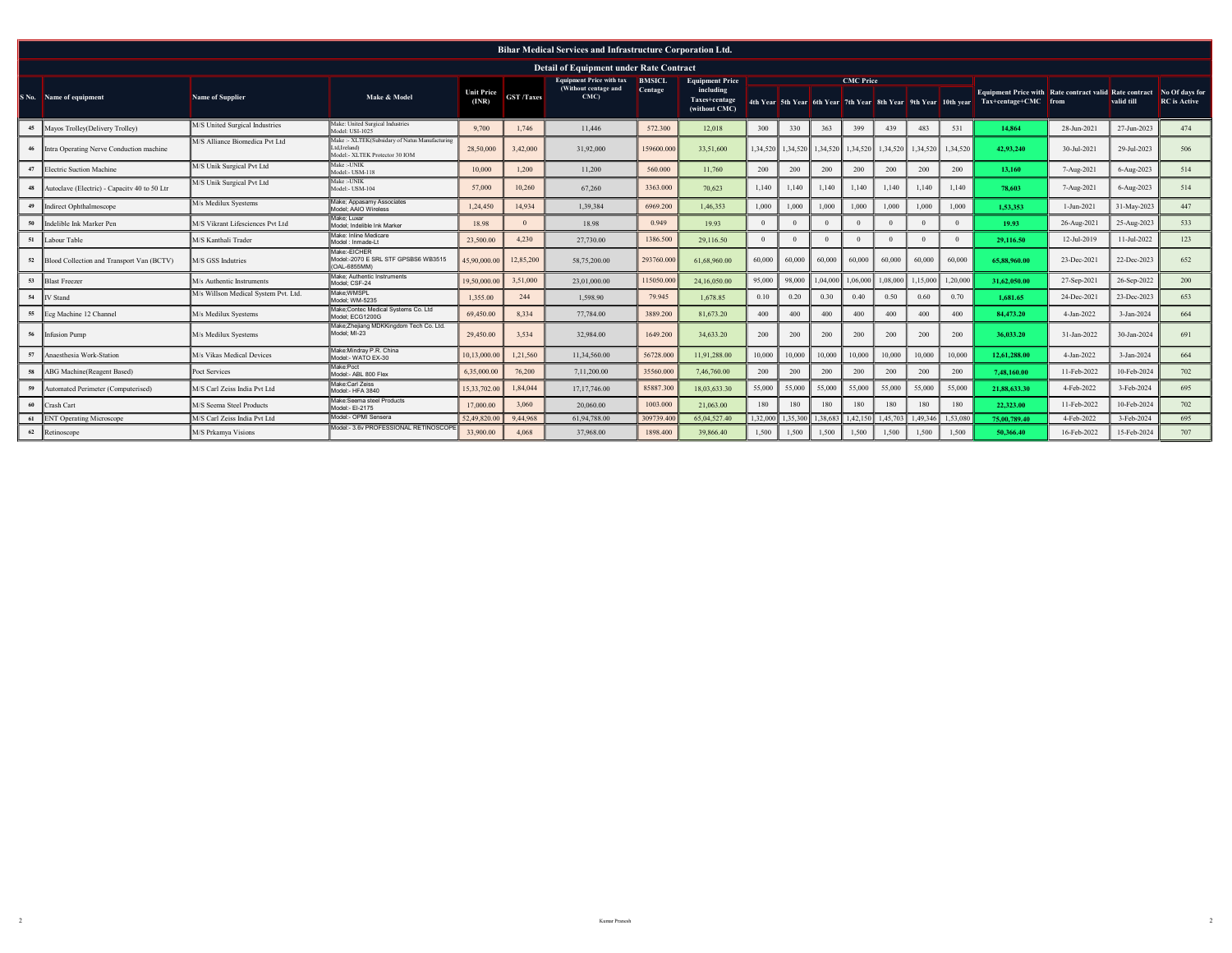# Bihar Medical Services and Infrastructure Corporation Ltd.

## Detail of Equipment under Rate Contract

| S No. | Name of equipment | Name of Supplier | Make & Model | Unit Price (INR) | GST /Taxes | Equipment Price with tax (Without centage and CMC) | BMSICL Centage | Equipment Price including Taxes+centage (without CMC) | CMC Price | | | | | | | Equipment Price with Tax+centage+CMC | Rate contract valid from | Rate contract valid till | No Of days for RC is Active |
|---|---|---|---|---|---|---|---|---|---|---|---|---|---|---|---|---|---|---|---|
| | | | | | | | | | 4th Year | 5th Year | 6th Year | 7th Year | 8th Year | 9th Year | 10th year | | | | |
| 45 | Mayos Trolley(Delivery Trolley) | M/S United Surgical Industries | Make: United Surgical Industries Model: USI-1025 | 9,700 | 1,746 | 11,446 | 572.300 | 12,018 | 300 | 330 | 363 | 399 | 439 | 483 | 531 | 14,864 | 28-Jun-2021 | 27-Jun-2023 | 474 |
| 46 | Intra Operating Nerve Conduction machine | M/S Alliance Biomedica Pvt Ltd | Make :- XLTEK(Subsidary of Natus Manufacturing Ltd,Ireland) Model:- XLTEK Protector 30 IOM | 28,50,000 | 3,42,000 | 31,92,000 | 159600.000 | 33,51,600 | 1,34,520 | 1,34,520 | 1,34,520 | 1,34,520 | 1,34,520 | 1,34,520 | 1,34,520 | 42,93,240 | 30-Jul-2021 | 29-Jul-2023 | 506 |
| 47 | Electric Suction Machine | M/S Unik Surgical Pvt Ltd | Make :-UNIK Model:- USM-118 | 10,000 | 1,200 | 11,200 | 560.000 | 11,760 | 200 | 200 | 200 | 200 | 200 | 200 | 200 | 13,160 | 7-Aug-2021 | 6-Aug-2023 | 514 |
| 48 | Autoclave (Electric) - Capacity 40 to 50 Ltr | M/S Unik Surgical Pvt Ltd | Make :-UNIK Model:- USM-104 | 57,000 | 10,260 | 67,260 | 3363.000 | 70,623 | 1,140 | 1,140 | 1,140 | 1,140 | 1,140 | 1,140 | 1,140 | 78,603 | 7-Aug-2021 | 6-Aug-2023 | 514 |
| 49 | Indirect Ophthalmoscope | M/s Medilux Syestems | Make; Appasamy Associates Model; AAIO Wireless | 1,24,450 | 14,934 | 1,39,384 | 6969.200 | 1,46,353 | 1,000 | 1,000 | 1,000 | 1,000 | 1,000 | 1,000 | 1,000 | 1,53,353 | 1-Jun-2021 | 31-May-2023 | 447 |
| 50 | Indelible Ink Marker Pen | M/S Vikrant Lifesciences Pvt Ltd | Make; Luxar Model; Indelible Ink Marker | 18.98 | 0 | 18.98 | 0.949 | 19.93 | 0 | 0 | 0 | 0 | 0 | 0 | 0 | 19.93 | 26-Aug-2021 | 25-Aug-2023 | 533 |
| 51 | Labour Table | M/S Kanthali Trader | Make: Inline Medicare Model : Inmade-Lt | 23,500.00 | 4,230 | 27,730.00 | 1386.500 | 29,116.50 | 0 | 0 | 0 | 0 | 0 | 0 | 0 | 29,116.50 | 12-Jul-2019 | 11-Jul-2022 | 123 |
| 52 | Blood Collection and Transport Van (BCTV) | M/S GSS Indutries | Make:-EICHER Model:-2070 E SRL STF GPSBS6 WB3515 (OAL-6855MM) | 45,90,000.00 | 12,85,200 | 58,75,200.00 | 293760.000 | 61,68,960.00 | 60,000 | 60,000 | 60,000 | 60,000 | 60,000 | 60,000 | 60,000 | 65,88,960.00 | 23-Dec-2021 | 22-Dec-2023 | 652 |
| 53 | Blast Freezer | M/s Authentic Instruments | Make; Authentic Instruments Model; CSF-24 | 19,50,000.00 | 3,51,000 | 23,01,000.00 | 115050.000 | 24,16,050.00 | 95,000 | 98,000 | 1,04,000 | 1,06,000 | 1,08,000 | 1,15,000 | 1,20,000 | 31,62,050.00 | 27-Sep-2021 | 26-Sep-2022 | 200 |
| 54 | IV Stand | M/s Willson Medical System Pvt. Ltd. | Make;WMSPL Model; WM-5235 | 1,355.00 | 244 | 1,598.90 | 79.945 | 1,678.85 | 0.10 | 0.20 | 0.30 | 0.40 | 0.50 | 0.60 | 0.70 | 1,681.65 | 24-Dec-2021 | 23-Dec-2023 | 653 |
| 55 | Ecg Machine 12 Channel | M/s Medilux Syestems | Make;Contec Medical Systems Co. Ltd Model; ECG1200G | 69,450.00 | 8,334 | 77,784.00 | 3889.200 | 81,673.20 | 400 | 400 | 400 | 400 | 400 | 400 | 400 | 84,473.20 | 4-Jan-2022 | 3-Jan-2024 | 664 |
| 56 | Infusion Pump | M/s Medilux Syestems | Make;Zhejiang MDKKingdom Tech Co. Ltd. Model; MI-23 | 29,450.00 | 3,534 | 32,984.00 | 1649.200 | 34,633.20 | 200 | 200 | 200 | 200 | 200 | 200 | 200 | 36,033.20 | 31-Jan-2022 | 30-Jan-2024 | 691 |
| 57 | Anaesthesia Work-Station | M/s Vikas Medical Devices | Make:Mindray P.R. China Model:- WATO EX-30 | 10,13,000.00 | 1,21,560 | 11,34,560.00 | 56728.000 | 11,91,288.00 | 10,000 | 10,000 | 10,000 | 10,000 | 10,000 | 10,000 | 10,000 | 12,61,288.00 | 4-Jan-2022 | 3-Jan-2024 | 664 |
| 58 | ABG Machine(Reagent Based) | Poct Services | Make:Poct Model:- ABL 800 Flex | 6,35,000.00 | 76,200 | 7,11,200.00 | 35560.000 | 7,46,760.00 | 200 | 200 | 200 | 200 | 200 | 200 | 200 | 7,48,160.00 | 11-Feb-2022 | 10-Feb-2024 | 702 |
| 59 | Automated Perimeter (Computerised) | M/S Carl Zeiss India Pvt Ltd | Make:Carl Zeiss Model:- HFA 3840 | 15,33,702.00 | 1,84,044 | 17,17,746.00 | 85887.300 | 18,03,633.30 | 55,000 | 55,000 | 55,000 | 55,000 | 55,000 | 55,000 | 55,000 | 21,88,633.30 | 4-Feb-2022 | 3-Feb-2024 | 695 |
| 60 | Crash Cart | M/S Seema Steel Products | Make:Seema steel Products Model:- EI-2175 | 17,000.00 | 3,060 | 20,060.00 | 1003.000 | 21,063.00 | 180 | 180 | 180 | 180 | 180 | 180 | 180 | 22,323.00 | 11-Feb-2022 | 10-Feb-2024 | 702 |
| 61 | ENT Operating Microscope | M/S Carl Zeiss India Pvt Ltd | Model:- OPMI Sensera | 52,49,820.00 | 9,44,968 | 61,94,788.00 | 309739.400 | 65,04,527.40 | 1,32,000 | 1,35,300 | 1,38,683 | 1,42,150 | 1,45,703 | 1,49,346 | 1,53,080 | 75,00,789.40 | 4-Feb-2022 | 3-Feb-2024 | 695 |
| 62 | Retinoscope | M/S Prkamya Visions | Model:- 3.6v PROFESSIONAL RETINOSCOPE | 33,900.00 | 4,068 | 37,968.00 | 1898.400 | 39,866.40 | 1,500 | 1,500 | 1,500 | 1,500 | 1,500 | 1,500 | 1,500 | 50,366.40 | 16-Feb-2022 | 15-Feb-2024 | 707 |